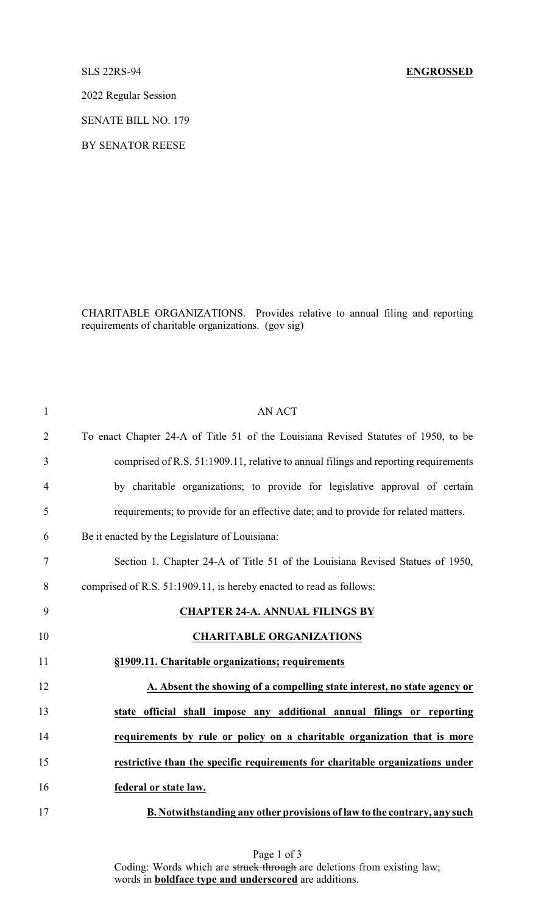SLS 22RS-94 **ENGROSSED**

2022 Regular Session

SENATE BILL NO. 179

BY SENATOR REESE

CHARITABLE ORGANIZATIONS. Provides relative to annual filing and reporting requirements of charitable organizations. (gov sig)

1 AN ACT

2 To enact Chapter 24-A of Title 51 of the Louisiana Revised Statutes of 1950, to be

3 comprised of R.S. 51:1909.11, relative to annual filings and reporting requirements

4 by charitable organizations; to provide for legislative approval of certain

5 requirements; to provide for an effective date; and to provide for related matters.

6 Be it enacted by the Legislature of Louisiana:

7 Section 1. Chapter 24-A of Title 51 of the Louisiana Revised Statues of 1950,

8 comprised of R.S. 51:1909.11, is hereby enacted to read as follows:

9 **CHAPTER 24-A. ANNUAL FILINGS BY**

10 **CHARITABLE ORGANIZATIONS**

11 **§1909.11. Charitable organizations; requirements**

12 **A. Absent the showing of a compelling state interest, no state agency or**

13 **state official shall impose any additional annual filings or reporting**

14 **requirements by rule or policy on a charitable organization that is more**

15 **restrictive than the specific requirements for charitable organizations under**

16 **federal or state law.**

17 **B. Notwithstanding any other provisions of law to the contrary, any such**

Coding: Words which are ~~struck through~~ are deletions from existing law; words in **boldface type and underscored** are additions.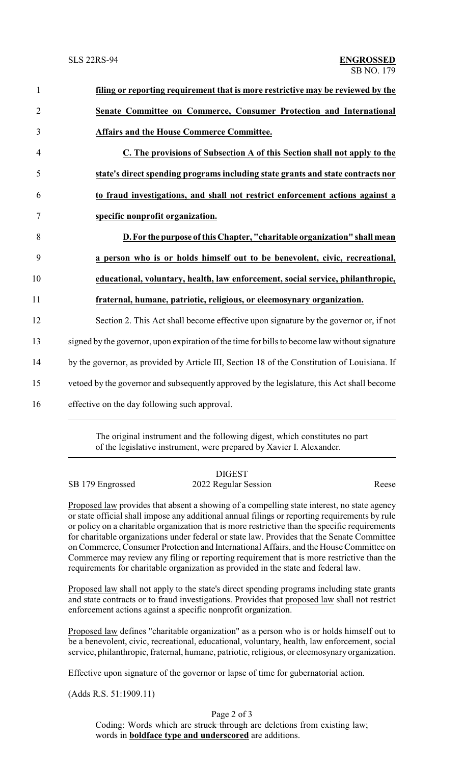**filing or reporting requirement that is more restrictive may be reviewed by the Senate Committee on Commerce, Consumer Protection and International Affairs and the House Commerce Committee.**

**C. The provisions of Subsection A of this Section shall not apply to the state's direct spending programs including state grants and state contracts nor to fraud investigations, and shall not restrict enforcement actions against a specific nonprofit organization.**

**D. For the purpose of this Chapter, "charitable organization" shall mean a person who is or holds himself out to be benevolent, civic, recreational, educational, voluntary, health, law enforcement, social service, philanthropic, fraternal, humane, patriotic, religious, or eleemosynary organization.**

Section 2. This Act shall become effective upon signature by the governor or, if not signed by the governor, upon expiration of the time for bills to become law without signature by the governor, as provided by Article III, Section 18 of the Constitution of Louisiana. If vetoed by the governor and subsequently approved by the legislature, this Act shall become effective on the day following such approval.

---

The original instrument and the following digest, which constitutes no part of the legislative instrument, were prepared by Xavier I. Alexander.

DIGEST

SB 179 Engrossed — 2022 Regular Session — Reese

Proposed law provides that absent a showing of a compelling state interest, no state agency or state official shall impose any additional annual filings or reporting requirements by rule or policy on a charitable organization that is more restrictive than the specific requirements for charitable organizations under federal or state law. Provides that the Senate Committee on Commerce, Consumer Protection and International Affairs, and the House Committee on Commerce may review any filing or reporting requirement that is more restrictive than the requirements for charitable organization as provided in the state and federal law.

Proposed law shall not apply to the state's direct spending programs including state grants and state contracts or to fraud investigations. Provides that proposed law shall not restrict enforcement actions against a specific nonprofit organization.

Proposed law defines "charitable organization" as a person who is or holds himself out to be a benevolent, civic, recreational, educational, voluntary, health, law enforcement, social service, philanthropic, fraternal, humane, patriotic, religious, or eleemosynary organization.

Effective upon signature of the governor or lapse of time for gubernatorial action.

(Adds R.S. 51:1909.11)

Coding: Words which are ~~struck through~~ are deletions from existing law; words in **boldface type and underscored** are additions.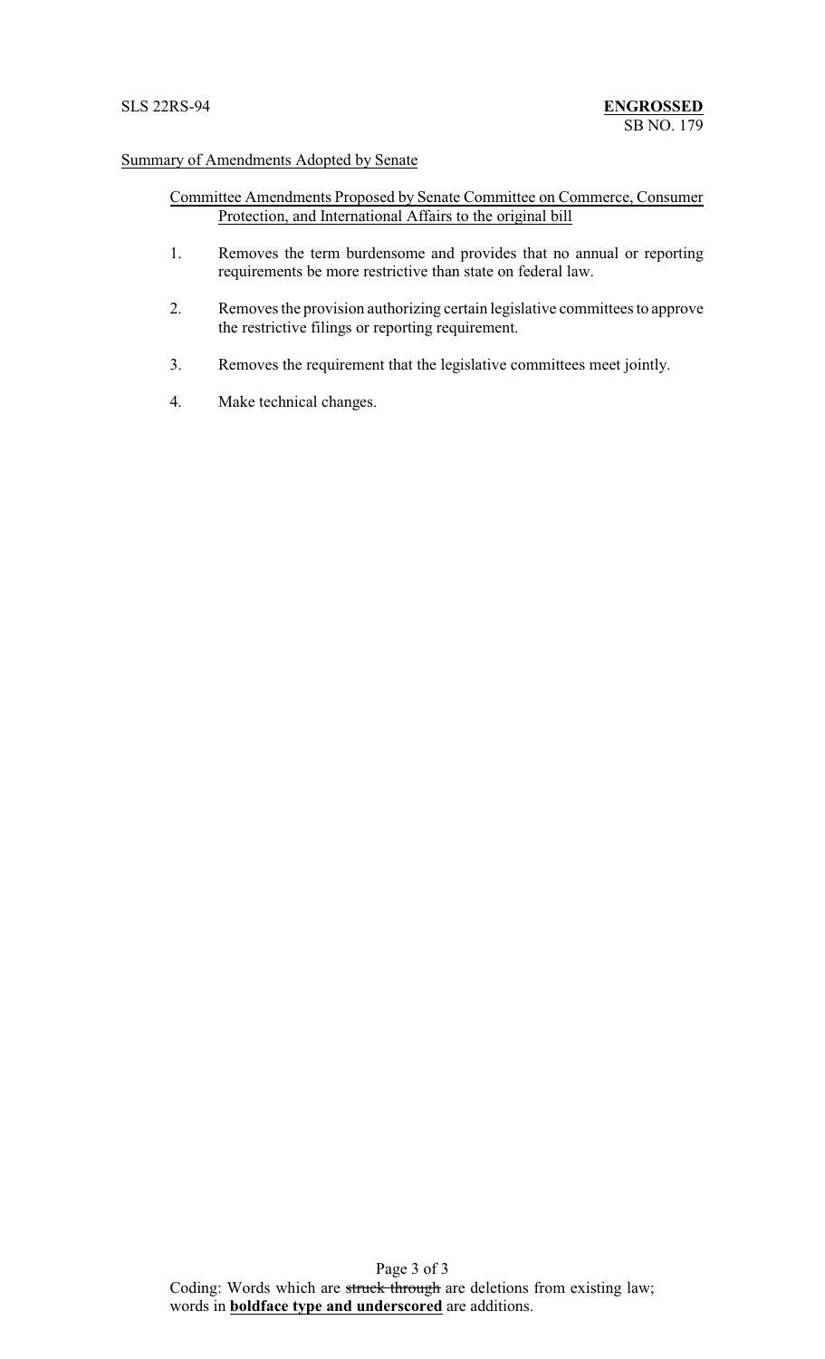Summary of Amendments Adopted by Senate

Committee Amendments Proposed by Senate Committee on Commerce, Consumer Protection, and International Affairs to the original bill

1. Removes the term burdensome and provides that no annual or reporting requirements be more restrictive than state on federal law.

2. Removes the provision authorizing certain legislative committees to approve the restrictive filings or reporting requirement.

3. Removes the requirement that the legislative committees meet jointly.

4. Make technical changes.